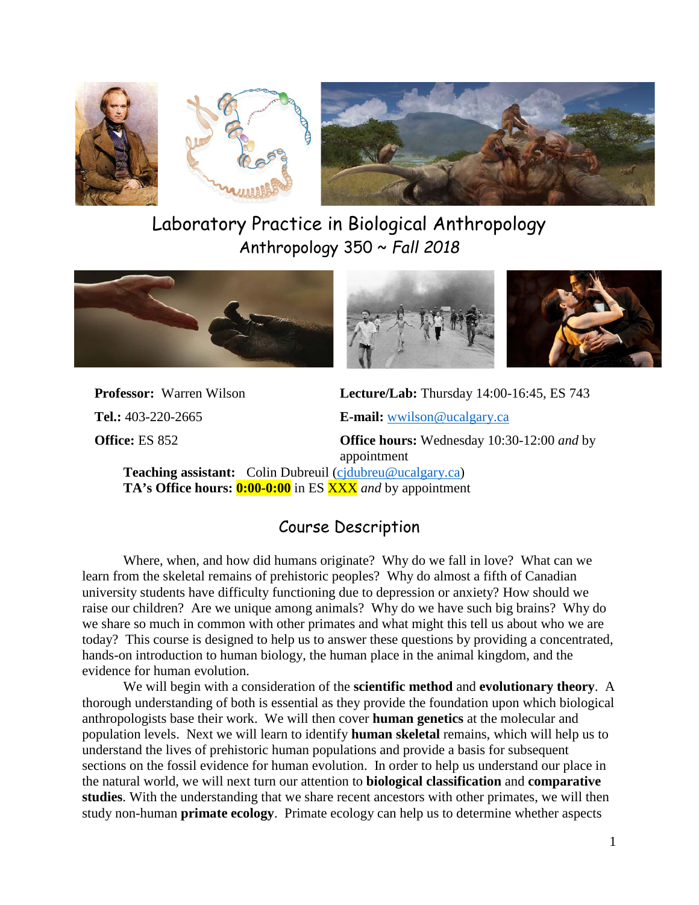# Laboratory Practice in Biological Anthropology

## Anthropology 350 ~ *Fall 2018*

**Professor:** Warren Wilson

**Tel.:** 403-220-2665

**Office:** ES 852

**Lecture/Lab:** Thursday 14:00-16:45, ES 743

**E-mail:** wwilson@ucalgary.ca

**Office hours:** Wednesday 10:30-12:00 *and* by appointment

**Teaching assistant:** Colin Dubreuil (cjdubreu@ucalgary.ca)

**TA's Office hours:** **0:00-0:00** in ES XXX *and* by appointment

## Course Description

Where, when, and how did humans originate? Why do we fall in love? What can we learn from the skeletal remains of prehistoric peoples? Why do almost a fifth of Canadian university students have difficulty functioning due to depression or anxiety? How should we raise our children? Are we unique among animals? Why do we have such big brains? Why do we share so much in common with other primates and what might this tell us about who we are today? This course is designed to help us to answer these questions by providing a concentrated, hands-on introduction to human biology, the human place in the animal kingdom, and the evidence for human evolution.

We will begin with a consideration of the **scientific method** and **evolutionary theory**. A thorough understanding of both is essential as they provide the foundation upon which biological anthropologists base their work. We will then cover **human genetics** at the molecular and population levels. Next we will learn to identify **human skeletal** remains, which will help us to understand the lives of prehistoric human populations and provide a basis for subsequent sections on the fossil evidence for human evolution. In order to help us understand our place in the natural world, we will next turn our attention to **biological classification** and **comparative studies**. With the understanding that we share recent ancestors with other primates, we will then study non-human **primate ecology**. Primate ecology can help us to determine whether aspects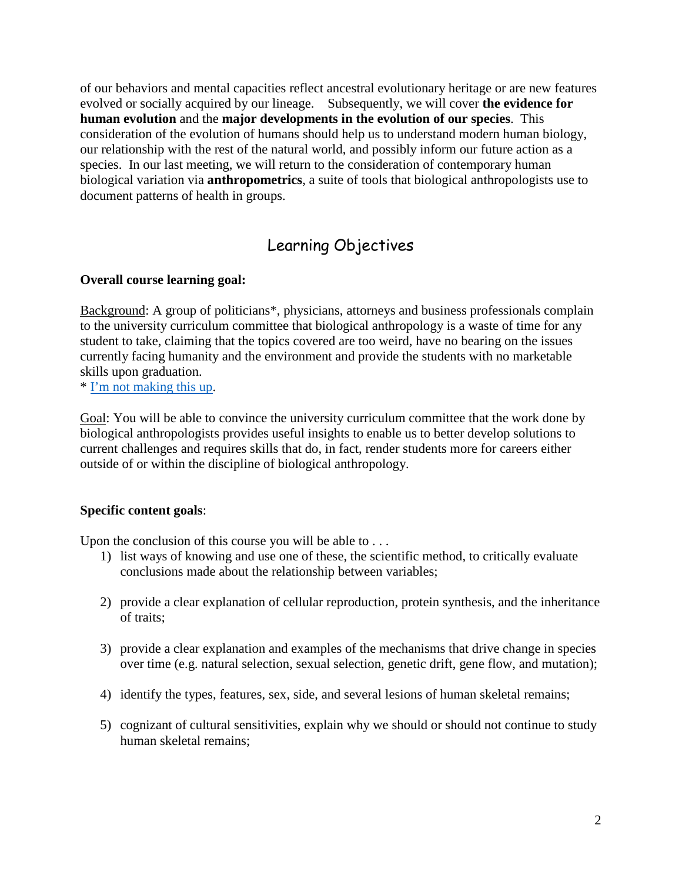of our behaviors and mental capacities reflect ancestral evolutionary heritage or are new features evolved or socially acquired by our lineage. Subsequently, we will cover **the evidence for human evolution** and the **major developments in the evolution of our species**. This consideration of the evolution of humans should help us to understand modern human biology, our relationship with the rest of the natural world, and possibly inform our future action as a species. In our last meeting, we will return to the consideration of contemporary human biological variation via **anthropometrics**, a suite of tools that biological anthropologists use to document patterns of health in groups.

## Learning Objectives

**Overall course learning goal:**

Background: A group of politicians*, physicians, attorneys and business professionals complain to the university curriculum committee that biological anthropology is a waste of time for any student to take, claiming that the topics covered are too weird, have no bearing on the issues currently facing humanity and the environment and provide the students with no marketable skills upon graduation.

* I'm not making this up.

Goal: You will be able to convince the university curriculum committee that the work done by biological anthropologists provides useful insights to enable us to better develop solutions to current challenges and requires skills that do, in fact, render students more for careers either outside of or within the discipline of biological anthropology.

**Specific content goals**:

Upon the conclusion of this course you will be able to . . .

1) list ways of knowing and use one of these, the scientific method, to critically evaluate conclusions made about the relationship between variables;

2) provide a clear explanation of cellular reproduction, protein synthesis, and the inheritance of traits;

3) provide a clear explanation and examples of the mechanisms that drive change in species over time (e.g. natural selection, sexual selection, genetic drift, gene flow, and mutation);

4) identify the types, features, sex, side, and several lesions of human skeletal remains;

5) cognizant of cultural sensitivities, explain why we should or should not continue to study human skeletal remains;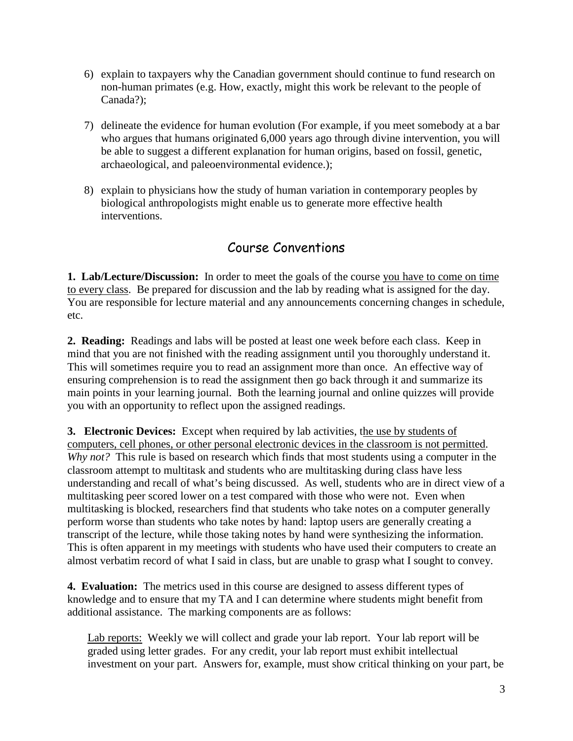6) explain to taxpayers why the Canadian government should continue to fund research on non-human primates (e.g. How, exactly, might this work be relevant to the people of Canada?);

7) delineate the evidence for human evolution (For example, if you meet somebody at a bar who argues that humans originated 6,000 years ago through divine intervention, you will be able to suggest a different explanation for human origins, based on fossil, genetic, archaeological, and paleoenvironmental evidence.);

8) explain to physicians how the study of human variation in contemporary peoples by biological anthropologists might enable us to generate more effective health interventions.

## Course Conventions

**1. Lab/Lecture/Discussion:** In order to meet the goals of the course <u>you have to come on time to every class</u>. Be prepared for discussion and the lab by reading what is assigned for the day. You are responsible for lecture material and any announcements concerning changes in schedule, etc.

**2. Reading:** Readings and labs will be posted at least one week before each class. Keep in mind that you are not finished with the reading assignment until you thoroughly understand it. This will sometimes require you to read an assignment more than once. An effective way of ensuring comprehension is to read the assignment then go back through it and summarize its main points in your learning journal. Both the learning journal and online quizzes will provide you with an opportunity to reflect upon the assigned readings.

**3. Electronic Devices:** Except when required by lab activities, <u>the use by students of computers, cell phones, or other personal electronic devices in the classroom is not permitted</u>. *Why not?* This rule is based on research which finds that most students using a computer in the classroom attempt to multitask and students who are multitasking during class have less understanding and recall of what's being discussed. As well, students who are in direct view of a multitasking peer scored lower on a test compared with those who were not. Even when multitasking is blocked, researchers find that students who take notes on a computer generally perform worse than students who take notes by hand: laptop users are generally creating a transcript of the lecture, while those taking notes by hand were synthesizing the information. This is often apparent in my meetings with students who have used their computers to create an almost verbatim record of what I said in class, but are unable to grasp what I sought to convey.

**4. Evaluation:** The metrics used in this course are designed to assess different types of knowledge and to ensure that my TA and I can determine where students might benefit from additional assistance. The marking components are as follows:

<u>Lab reports:</u> Weekly we will collect and grade your lab report. Your lab report will be graded using letter grades. For any credit, your lab report must exhibit intellectual investment on your part. Answers for, example, must show critical thinking on your part, be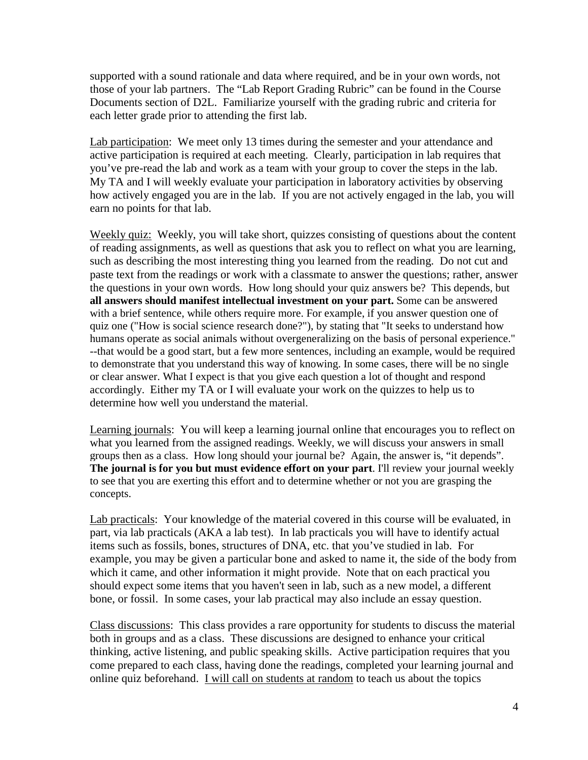supported with a sound rationale and data where required, and be in your own words, not those of your lab partners. The "Lab Report Grading Rubric" can be found in the Course Documents section of D2L. Familiarize yourself with the grading rubric and criteria for each letter grade prior to attending the first lab.

Lab participation: We meet only 13 times during the semester and your attendance and active participation is required at each meeting. Clearly, participation in lab requires that you've pre-read the lab and work as a team with your group to cover the steps in the lab. My TA and I will weekly evaluate your participation in laboratory activities by observing how actively engaged you are in the lab. If you are not actively engaged in the lab, you will earn no points for that lab.

Weekly quiz: Weekly, you will take short, quizzes consisting of questions about the content of reading assignments, as well as questions that ask you to reflect on what you are learning, such as describing the most interesting thing you learned from the reading. Do not cut and paste text from the readings or work with a classmate to answer the questions; rather, answer the questions in your own words. How long should your quiz answers be? This depends, but **all answers should manifest intellectual investment on your part.** Some can be answered with a brief sentence, while others require more. For example, if you answer question one of quiz one ("How is social science research done?"), by stating that "It seeks to understand how humans operate as social animals without overgeneralizing on the basis of personal experience." --that would be a good start, but a few more sentences, including an example, would be required to demonstrate that you understand this way of knowing. In some cases, there will be no single or clear answer. What I expect is that you give each question a lot of thought and respond accordingly. Either my TA or I will evaluate your work on the quizzes to help us to determine how well you understand the material.

Learning journals: You will keep a learning journal online that encourages you to reflect on what you learned from the assigned readings. Weekly, we will discuss your answers in small groups then as a class. How long should your journal be? Again, the answer is, "it depends". **The journal is for you but must evidence effort on your part**. I'll review your journal weekly to see that you are exerting this effort and to determine whether or not you are grasping the concepts.

Lab practicals: Your knowledge of the material covered in this course will be evaluated, in part, via lab practicals (AKA a lab test). In lab practicals you will have to identify actual items such as fossils, bones, structures of DNA, etc. that you've studied in lab. For example, you may be given a particular bone and asked to name it, the side of the body from which it came, and other information it might provide. Note that on each practical you should expect some items that you haven't seen in lab, such as a new model, a different bone, or fossil. In some cases, your lab practical may also include an essay question.

Class discussions: This class provides a rare opportunity for students to discuss the material both in groups and as a class. These discussions are designed to enhance your critical thinking, active listening, and public speaking skills. Active participation requires that you come prepared to each class, having done the readings, completed your learning journal and online quiz beforehand. I will call on students at random to teach us about the topics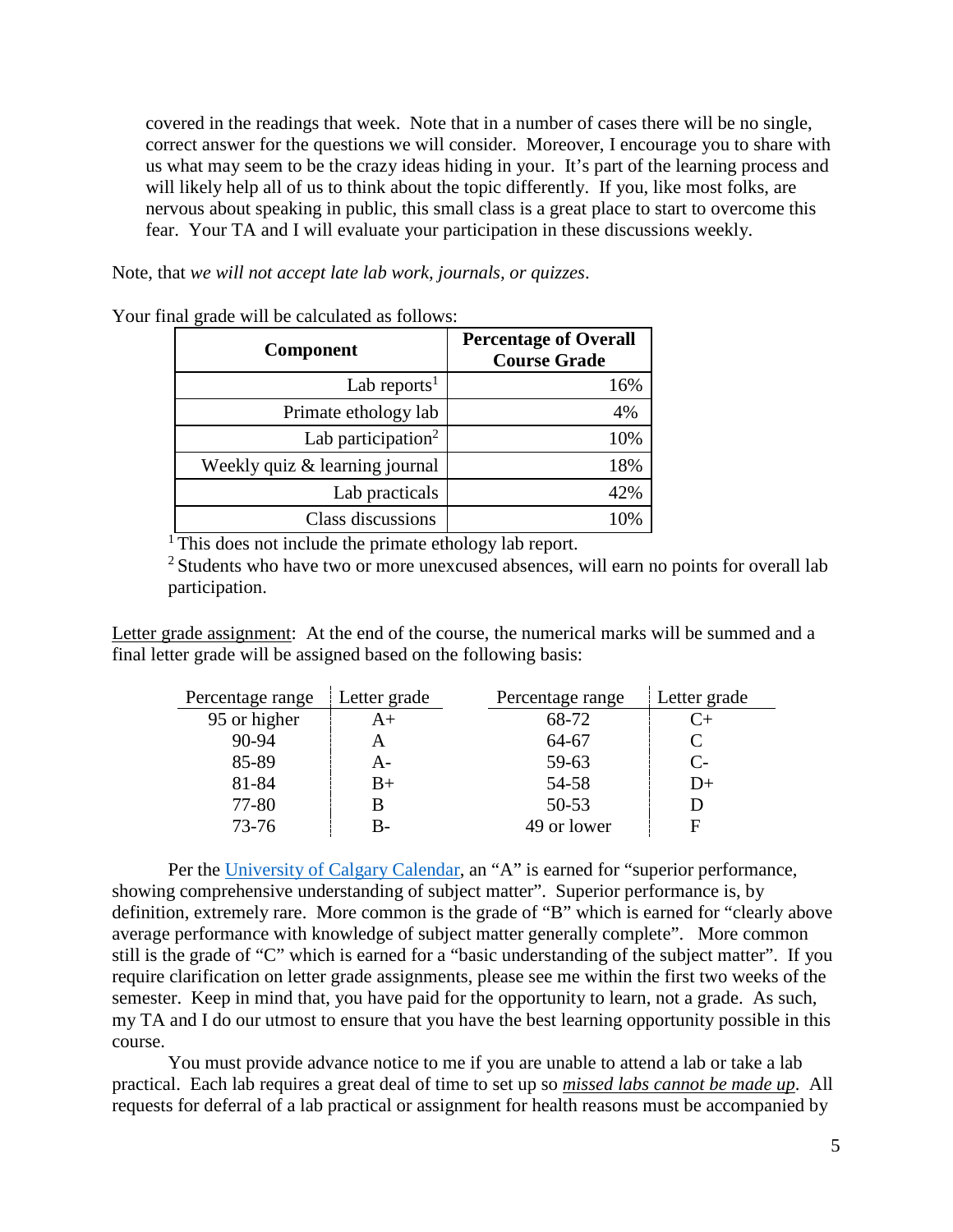covered in the readings that week. Note that in a number of cases there will be no single, correct answer for the questions we will consider. Moreover, I encourage you to share with us what may seem to be the crazy ideas hiding in your. It's part of the learning process and will likely help all of us to think about the topic differently. If you, like most folks, are nervous about speaking in public, this small class is a great place to start to overcome this fear. Your TA and I will evaluate your participation in these discussions weekly.

Note, that *we will not accept late lab work, journals, or quizzes*.

Your final grade will be calculated as follows:

| Component | Percentage of Overall Course Grade |
|---:|---:|
| Lab reports[1] | 16% |
| Primate ethology lab | 4% |
| Lab participation[2] | 10% |
| Weekly quiz & learning journal | 18% |
| Lab practicals | 42% |
| Class discussions | 10% |

[1] This does not include the primate ethology lab report.
[2] Students who have two or more unexcused absences, will earn no points for overall lab participation.

Letter grade assignment: At the end of the course, the numerical marks will be summed and a final letter grade will be assigned based on the following basis:

| Percentage range | Letter grade | Percentage range | Letter grade |
|---|---|---|---|
| 95 or higher | A+ | 68-72 | C+ |
| 90-94 | A | 64-67 | C |
| 85-89 | A- | 59-63 | C- |
| 81-84 | B+ | 54-58 | D+ |
| 77-80 | B | 50-53 | D |
| 73-76 | B- | 49 or lower | F |

Per the University of Calgary Calendar, an "A" is earned for "superior performance, showing comprehensive understanding of subject matter". Superior performance is, by definition, extremely rare. More common is the grade of "B" which is earned for "clearly above average performance with knowledge of subject matter generally complete". More common still is the grade of "C" which is earned for a "basic understanding of the subject matter". If you require clarification on letter grade assignments, please see me within the first two weeks of the semester. Keep in mind that, you have paid for the opportunity to learn, not a grade. As such, my TA and I do our utmost to ensure that you have the best learning opportunity possible in this course.

You must provide advance notice to me if you are unable to attend a lab or take a lab practical. Each lab requires a great deal of time to set up so *missed labs cannot be made up*. All requests for deferral of a lab practical or assignment for health reasons must be accompanied by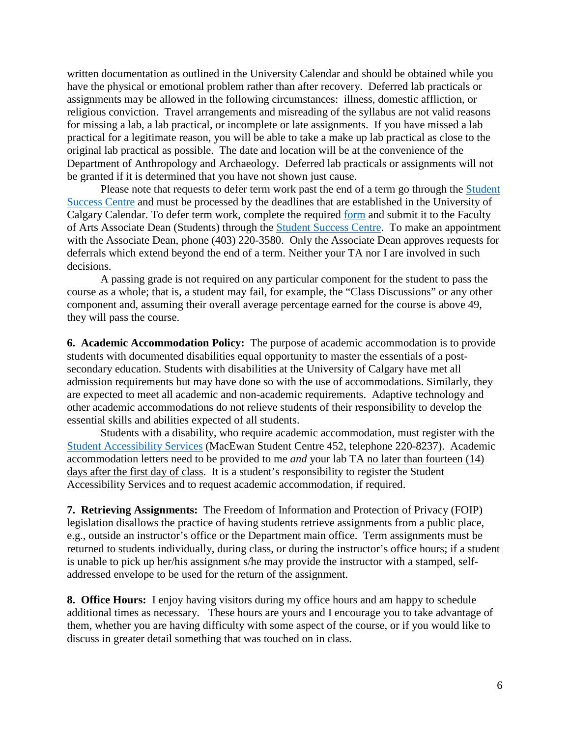written documentation as outlined in the University Calendar and should be obtained while you have the physical or emotional problem rather than after recovery. Deferred lab practicals or assignments may be allowed in the following circumstances: illness, domestic affliction, or religious conviction. Travel arrangements and misreading of the syllabus are not valid reasons for missing a lab, a lab practical, or incomplete or late assignments. If you have missed a lab practical for a legitimate reason, you will be able to take a make up lab practical as close to the original lab practical as possible. The date and location will be at the convenience of the Department of Anthropology and Archaeology. Deferred lab practicals or assignments will not be granted if it is determined that you have not shown just cause.

Please note that requests to defer term work past the end of a term go through the Student Success Centre and must be processed by the deadlines that are established in the University of Calgary Calendar. To defer term work, complete the required form and submit it to the Faculty of Arts Associate Dean (Students) through the Student Success Centre. To make an appointment with the Associate Dean, phone (403) 220-3580. Only the Associate Dean approves requests for deferrals which extend beyond the end of a term. Neither your TA nor I are involved in such decisions.

A passing grade is not required on any particular component for the student to pass the course as a whole; that is, a student may fail, for example, the "Class Discussions" or any other component and, assuming their overall average percentage earned for the course is above 49, they will pass the course.

**6. Academic Accommodation Policy:** The purpose of academic accommodation is to provide students with documented disabilities equal opportunity to master the essentials of a post-secondary education. Students with disabilities at the University of Calgary have met all admission requirements but may have done so with the use of accommodations. Similarly, they are expected to meet all academic and non-academic requirements. Adaptive technology and other academic accommodations do not relieve students of their responsibility to develop the essential skills and abilities expected of all students.

Students with a disability, who require academic accommodation, must register with the Student Accessibility Services (MacEwan Student Centre 452, telephone 220-8237). Academic accommodation letters need to be provided to me *and* your lab TA no later than fourteen (14) days after the first day of class. It is a student's responsibility to register the Student Accessibility Services and to request academic accommodation, if required.

**7. Retrieving Assignments:** The Freedom of Information and Protection of Privacy (FOIP) legislation disallows the practice of having students retrieve assignments from a public place, e.g., outside an instructor's office or the Department main office. Term assignments must be returned to students individually, during class, or during the instructor's office hours; if a student is unable to pick up her/his assignment s/he may provide the instructor with a stamped, self-addressed envelope to be used for the return of the assignment.

**8. Office Hours:** I enjoy having visitors during my office hours and am happy to schedule additional times as necessary. These hours are yours and I encourage you to take advantage of them, whether you are having difficulty with some aspect of the course, or if you would like to discuss in greater detail something that was touched on in class.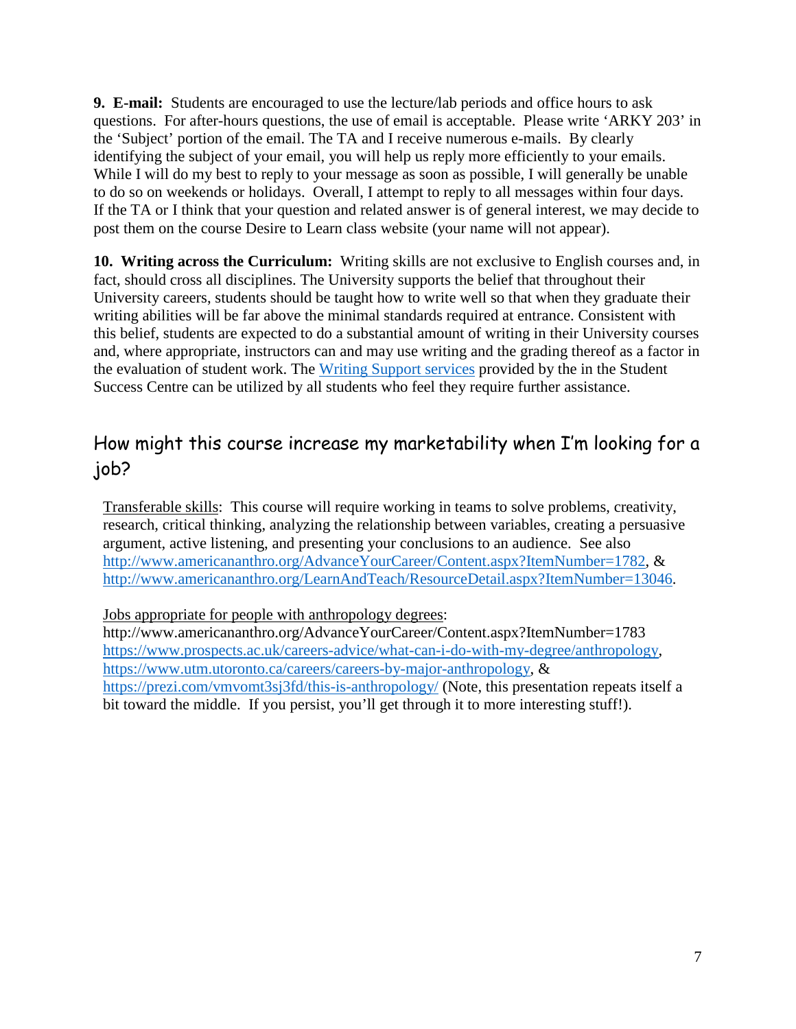**9. E-mail:** Students are encouraged to use the lecture/lab periods and office hours to ask questions. For after-hours questions, the use of email is acceptable. Please write 'ARKY 203' in the 'Subject' portion of the email. The TA and I receive numerous e-mails. By clearly identifying the subject of your email, you will help us reply more efficiently to your emails. While I will do my best to reply to your message as soon as possible, I will generally be unable to do so on weekends or holidays. Overall, I attempt to reply to all messages within four days. If the TA or I think that your question and related answer is of general interest, we may decide to post them on the course Desire to Learn class website (your name will not appear).

**10. Writing across the Curriculum:** Writing skills are not exclusive to English courses and, in fact, should cross all disciplines. The University supports the belief that throughout their University careers, students should be taught how to write well so that when they graduate their writing abilities will be far above the minimal standards required at entrance. Consistent with this belief, students are expected to do a substantial amount of writing in their University courses and, where appropriate, instructors can and may use writing and the grading thereof as a factor in the evaluation of student work. The Writing Support services provided by the in the Student Success Centre can be utilized by all students who feel they require further assistance.

## How might this course increase my marketability when I'm looking for a job?

Transferable skills: This course will require working in teams to solve problems, creativity, research, critical thinking, analyzing the relationship between variables, creating a persuasive argument, active listening, and presenting your conclusions to an audience. See also http://www.americananthro.org/AdvanceYourCareer/Content.aspx?ItemNumber=1782, & http://www.americananthro.org/LearnAndTeach/ResourceDetail.aspx?ItemNumber=13046.

Jobs appropriate for people with anthropology degrees:
http://www.americananthro.org/AdvanceYourCareer/Content.aspx?ItemNumber=1783
https://www.prospects.ac.uk/careers-advice/what-can-i-do-with-my-degree/anthropology, https://www.utm.utoronto.ca/careers/careers-by-major-anthropology, & https://prezi.com/vmvomt3sj3fd/this-is-anthropology/ (Note, this presentation repeats itself a bit toward the middle. If you persist, you'll get through it to more interesting stuff!).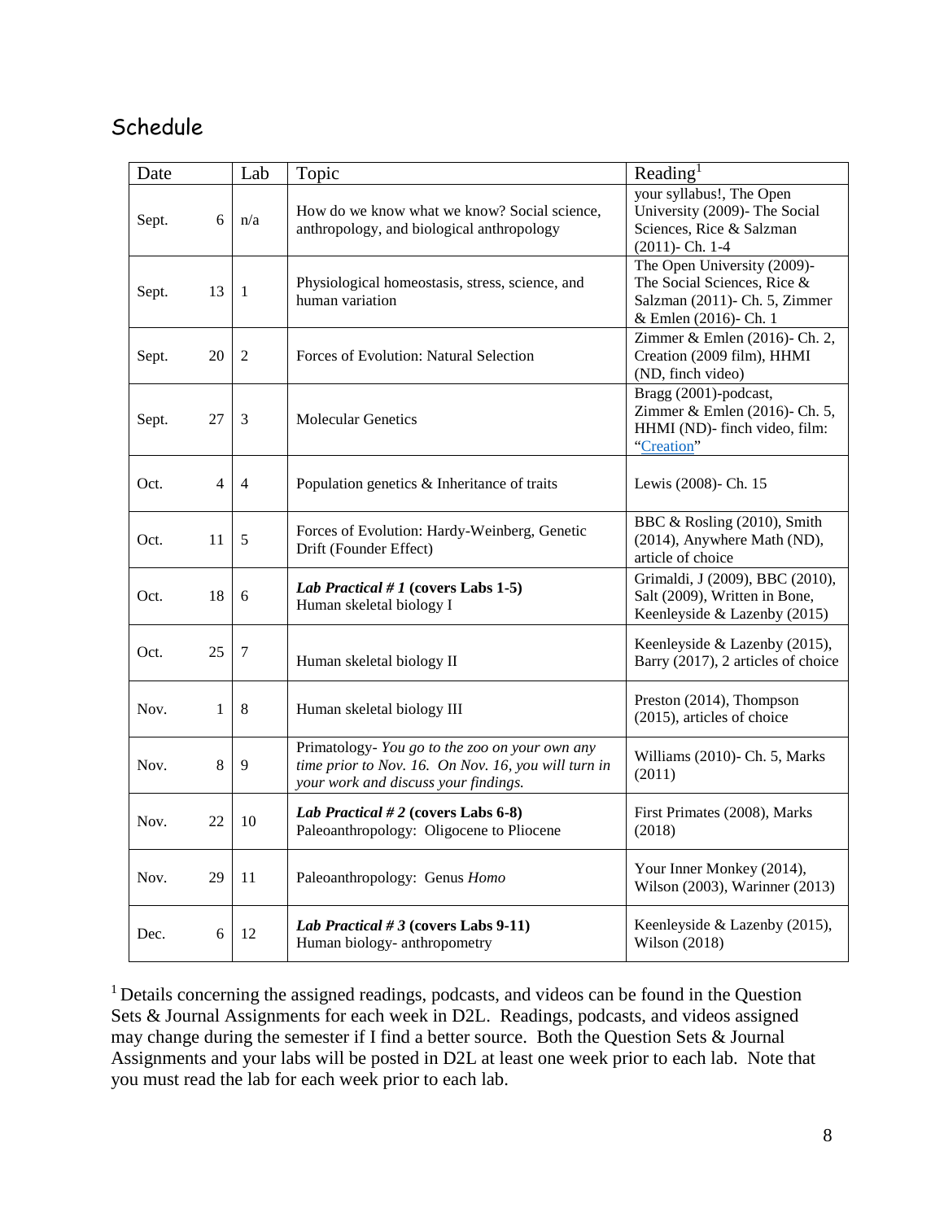## Schedule

| Date | Lab | Topic | Reading[1] |
|---|---|---|---|
| Sept. 6 | n/a | How do we know what we know? Social science, anthropology, and biological anthropology | your syllabus!, The Open University (2009)- The Social Sciences, Rice & Salzman (2011)- Ch. 1-4 |
| Sept. 13 | 1 | Physiological homeostasis, stress, science, and human variation | The Open University (2009)- The Social Sciences, Rice & Salzman (2011)- Ch. 5, Zimmer & Emlen (2016)- Ch. 1 |
| Sept. 20 | 2 | Forces of Evolution: Natural Selection | Zimmer & Emlen (2016)- Ch. 2, Creation (2009 film), HHMI (ND, finch video) |
| Sept. 27 | 3 | Molecular Genetics | Bragg (2001)-podcast, Zimmer & Emlen (2016)- Ch. 5, HHMI (ND)- finch video, film: "Creation" |
| Oct. 4 | 4 | Population genetics & Inheritance of traits | Lewis (2008)- Ch. 15 |
| Oct. 11 | 5 | Forces of Evolution: Hardy-Weinberg, Genetic Drift (Founder Effect) | BBC & Rosling (2010), Smith (2014), Anywhere Math (ND), article of choice |
| Oct. 18 | 6 | ***Lab Practical # 1* (covers Labs 1-5)** Human skeletal biology I | Grimaldi, J (2009), BBC (2010), Salt (2009), Written in Bone, Keenleyside & Lazenby (2015) |
| Oct. 25 | 7 | Human skeletal biology II | Keenleyside & Lazenby (2015), Barry (2017), 2 articles of choice |
| Nov. 1 | 8 | Human skeletal biology III | Preston (2014), Thompson (2015), articles of choice |
| Nov. 8 | 9 | Primatology- *You go to the zoo on your own any time prior to Nov. 16. On Nov. 16, you will turn in your work and discuss your findings.* | Williams (2010)- Ch. 5, Marks (2011) |
| Nov. 22 | 10 | ***Lab Practical # 2* (covers Labs 6-8)** Paleoanthropology: Oligocene to Pliocene | First Primates (2008), Marks (2018) |
| Nov. 29 | 11 | Paleoanthropology: Genus *Homo* | Your Inner Monkey (2014), Wilson (2003), Warinner (2013) |
| Dec. 6 | 12 | ***Lab Practical # 3* (covers Labs 9-11)** Human biology- anthropometry | Keenleyside & Lazenby (2015), Wilson (2018) |

[1] Details concerning the assigned readings, podcasts, and videos can be found in the Question Sets & Journal Assignments for each week in D2L. Readings, podcasts, and videos assigned may change during the semester if I find a better source. Both the Question Sets & Journal Assignments and your labs will be posted in D2L at least one week prior to each lab. Note that you must read the lab for each week prior to each lab.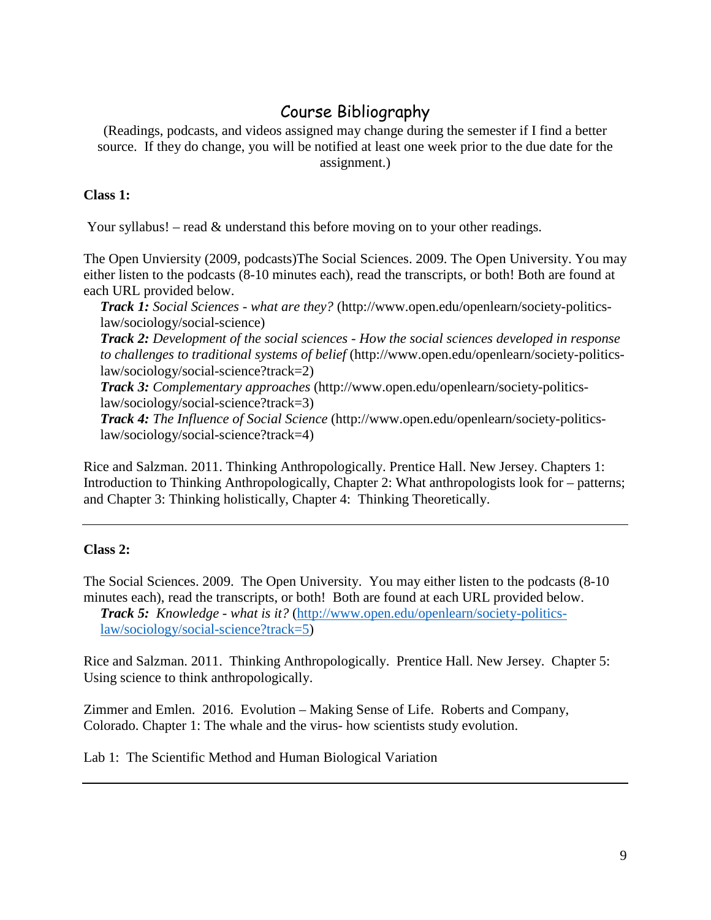# Course Bibliography

(Readings, podcasts, and videos assigned may change during the semester if I find a better source. If they do change, you will be notified at least one week prior to the due date for the assignment.)

**Class 1:**

Your syllabus! – read & understand this before moving on to your other readings.

The Open Unviersity (2009, podcasts)The Social Sciences. 2009. The Open University. You may either listen to the podcasts (8-10 minutes each), read the transcripts, or both! Both are found at each URL provided below.

***Track 1:*** *Social Sciences - what are they?* (http://www.open.edu/openlearn/society-politics-law/sociology/social-science)
***Track 2:*** *Development of the social sciences - How the social sciences developed in response to challenges to traditional systems of belief* (http://www.open.edu/openlearn/society-politics-law/sociology/social-science?track=2)
***Track 3:*** *Complementary approaches* (http://www.open.edu/openlearn/society-politics-law/sociology/social-science?track=3)
***Track 4:*** *The Influence of Social Science* (http://www.open.edu/openlearn/society-politics-law/sociology/social-science?track=4)

Rice and Salzman. 2011. Thinking Anthropologically. Prentice Hall. New Jersey. Chapters 1: Introduction to Thinking Anthropologically, Chapter 2: What anthropologists look for – patterns; and Chapter 3: Thinking holistically, Chapter 4: Thinking Theoretically.

---

**Class 2:**

The Social Sciences. 2009. The Open University. You may either listen to the podcasts (8-10 minutes each), read the transcripts, or both! Both are found at each URL provided below.

***Track 5:*** *Knowledge - what is it?* (http://www.open.edu/openlearn/society-politics-law/sociology/social-science?track=5)

Rice and Salzman. 2011. Thinking Anthropologically. Prentice Hall. New Jersey. Chapter 5: Using science to think anthropologically.

Zimmer and Emlen. 2016. Evolution – Making Sense of Life. Roberts and Company, Colorado. Chapter 1: The whale and the virus- how scientists study evolution.

Lab 1: The Scientific Method and Human Biological Variation

---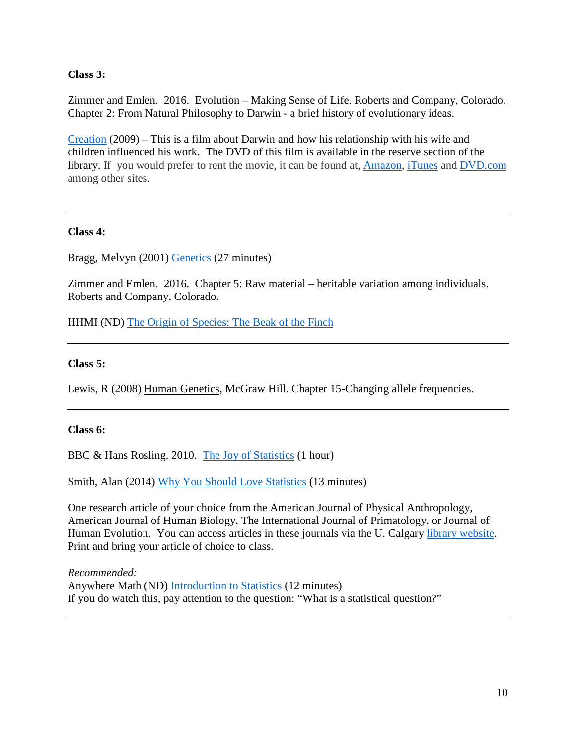**Class 3:**

Zimmer and Emlen. 2016. Evolution – Making Sense of Life. Roberts and Company, Colorado. Chapter 2: From Natural Philosophy to Darwin - a brief history of evolutionary ideas.

Creation (2009) – This is a film about Darwin and how his relationship with his wife and children influenced his work. The DVD of this film is available in the reserve section of the library. If you would prefer to rent the movie, it can be found at, Amazon, iTunes and DVD.com among other sites.

---

**Class 4:**

Bragg, Melvyn (2001) Genetics (27 minutes)

Zimmer and Emlen. 2016. Chapter 5: Raw material – heritable variation among individuals. Roberts and Company, Colorado.

HHMI (ND) The Origin of Species: The Beak of the Finch

---

**Class 5:**

Lewis, R (2008) Human Genetics, McGraw Hill. Chapter 15-Changing allele frequencies.

---

**Class 6:**

BBC & Hans Rosling. 2010. The Joy of Statistics (1 hour)

Smith, Alan (2014) Why You Should Love Statistics (13 minutes)

One research article of your choice from the American Journal of Physical Anthropology, American Journal of Human Biology, The International Journal of Primatology, or Journal of Human Evolution. You can access articles in these journals via the U. Calgary library website. Print and bring your article of choice to class.

*Recommended:*
Anywhere Math (ND) Introduction to Statistics (12 minutes)
If you do watch this, pay attention to the question: "What is a statistical question?"

---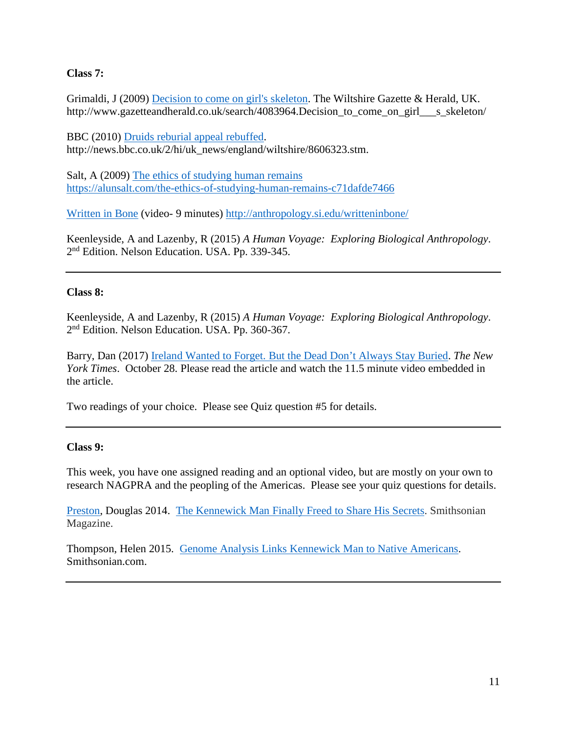**Class 7:**

Grimaldi, J (2009) Decision to come on girl's skeleton. The Wiltshire Gazette & Herald, UK. http://www.gazetteandherald.co.uk/search/4083964.Decision_to_come_on_girl___s_skeleton/

BBC (2010) Druids reburial appeal rebuffed. http://news.bbc.co.uk/2/hi/uk_news/england/wiltshire/8606323.stm.

Salt, A (2009) The ethics of studying human remains https://alunsalt.com/the-ethics-of-studying-human-remains-c71dafde7466

Written in Bone (video- 9 minutes) http://anthropology.si.edu/writteninbone/

Keenleyside, A and Lazenby, R (2015) *A Human Voyage: Exploring Biological Anthropology*. 2nd Edition. Nelson Education. USA. Pp. 339-345.

---

**Class 8:**

Keenleyside, A and Lazenby, R (2015) *A Human Voyage: Exploring Biological Anthropology*. 2nd Edition. Nelson Education. USA. Pp. 360-367.

Barry, Dan (2017) Ireland Wanted to Forget. But the Dead Don't Always Stay Buried. *The New York Times*. October 28. Please read the article and watch the 11.5 minute video embedded in the article.

Two readings of your choice. Please see Quiz question #5 for details.

---

**Class 9:**

This week, you have one assigned reading and an optional video, but are mostly on your own to research NAGPRA and the peopling of the Americas. Please see your quiz questions for details.

Preston, Douglas 2014. The Kennewick Man Finally Freed to Share His Secrets. Smithsonian Magazine.

Thompson, Helen 2015. Genome Analysis Links Kennewick Man to Native Americans. Smithsonian.com.

---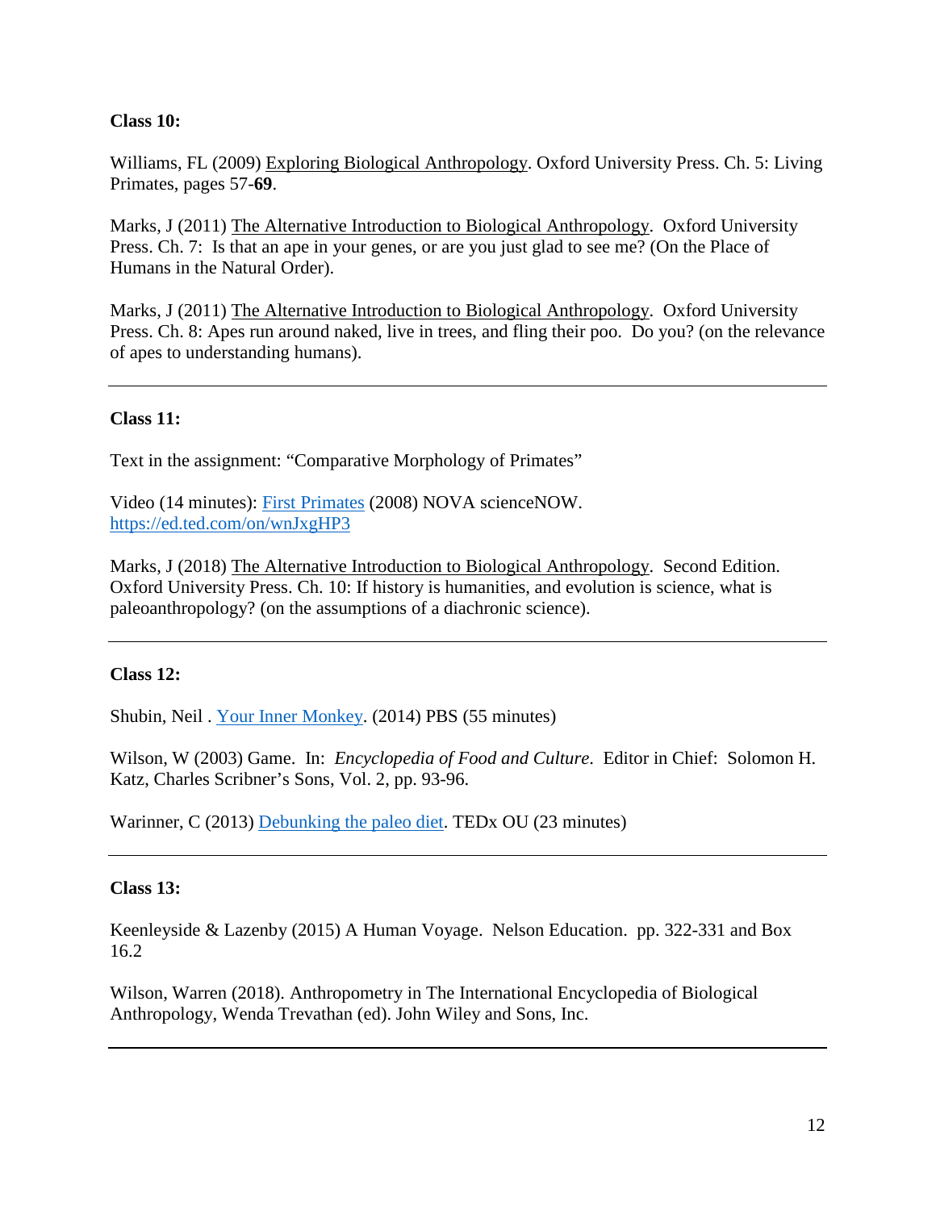**Class 10:**

Williams, FL (2009) Exploring Biological Anthropology. Oxford University Press. Ch. 5: Living Primates, pages 57-**69**.

Marks, J (2011) The Alternative Introduction to Biological Anthropology. Oxford University Press. Ch. 7: Is that an ape in your genes, or are you just glad to see me? (On the Place of Humans in the Natural Order).

Marks, J (2011) The Alternative Introduction to Biological Anthropology. Oxford University Press. Ch. 8: Apes run around naked, live in trees, and fling their poo. Do you? (on the relevance of apes to understanding humans).

---

**Class 11:**

Text in the assignment: "Comparative Morphology of Primates"

Video (14 minutes): First Primates (2008) NOVA scienceNOW. https://ed.ted.com/on/wnJxgHP3

Marks, J (2018) The Alternative Introduction to Biological Anthropology. Second Edition. Oxford University Press. Ch. 10: If history is humanities, and evolution is science, what is paleoanthropology? (on the assumptions of a diachronic science).

---

**Class 12:**

Shubin, Neil . Your Inner Monkey. (2014) PBS (55 minutes)

Wilson, W (2003) Game. In: *Encyclopedia of Food and Culture*. Editor in Chief: Solomon H. Katz, Charles Scribner's Sons, Vol. 2, pp. 93-96.

Warinner, C (2013) Debunking the paleo diet. TEDx OU (23 minutes)

---

**Class 13:**

Keenleyside & Lazenby (2015) A Human Voyage. Nelson Education. pp. 322-331 and Box 16.2

Wilson, Warren (2018). Anthropometry in The International Encyclopedia of Biological Anthropology, Wenda Trevathan (ed). John Wiley and Sons, Inc.

---